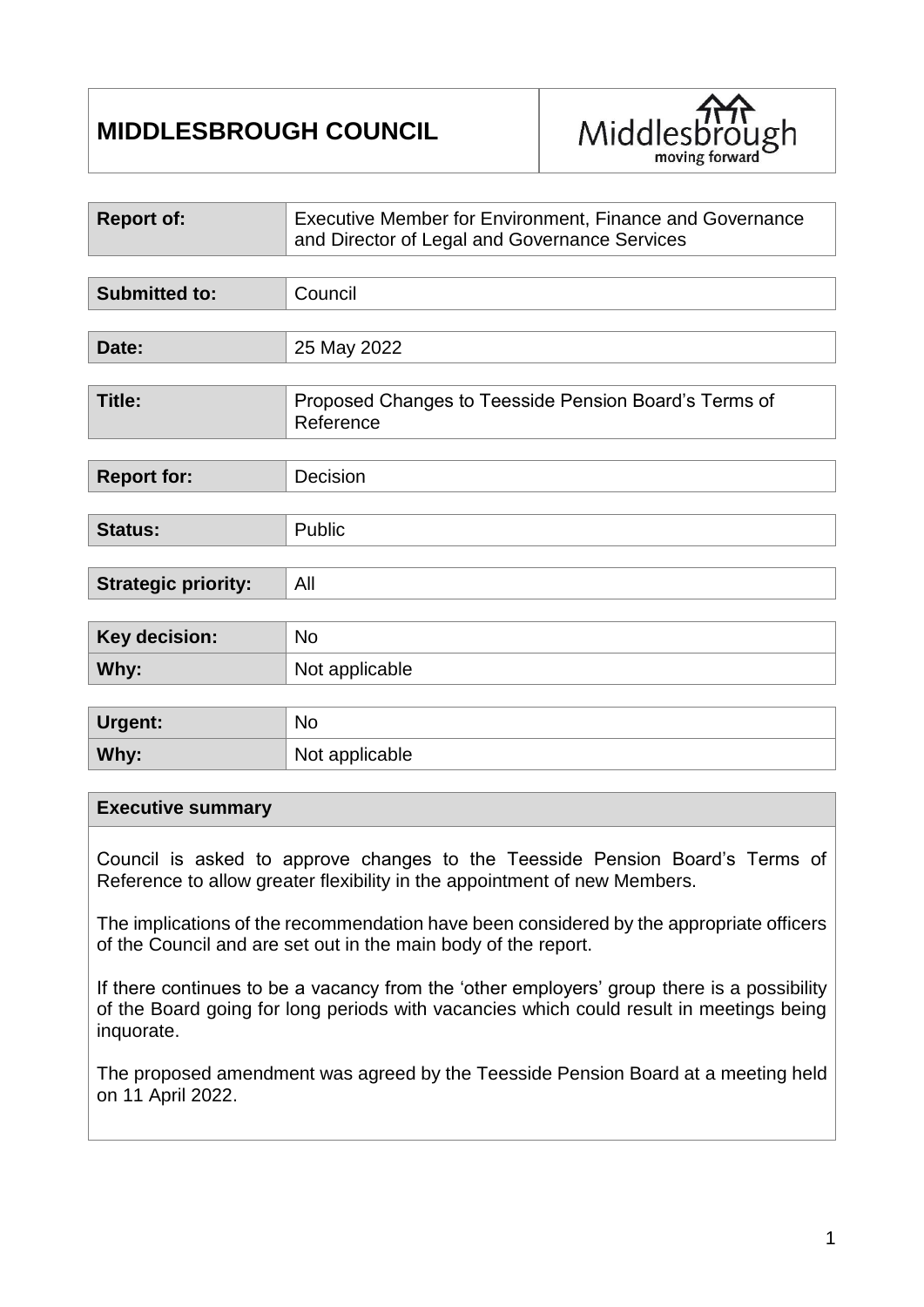# MIDDLESBROUGH COUNCIL

| | |
|---|---|
| **Report of:** | Executive Member for Environment, Finance and Governance and Director of Legal and Governance Services |
| **Submitted to:** | Council |
| **Date:** | 25 May 2022 |
| **Title:** | Proposed Changes to Teesside Pension Board's Terms of Reference |
| **Report for:** | Decision |
| **Status:** | Public |
| **Strategic priority:** | All |
| **Key decision:** | No |
| **Why:** | Not applicable |
| **Urgent:** | No |
| **Why:** | Not applicable |

## Executive summary

Council is asked to approve changes to the Teesside Pension Board's Terms of Reference to allow greater flexibility in the appointment of new Members.

The implications of the recommendation have been considered by the appropriate officers of the Council and are set out in the main body of the report.

If there continues to be a vacancy from the 'other employers' group there is a possibility of the Board going for long periods with vacancies which could result in meetings being inquorate.

The proposed amendment was agreed by the Teesside Pension Board at a meeting held on 11 April 2022.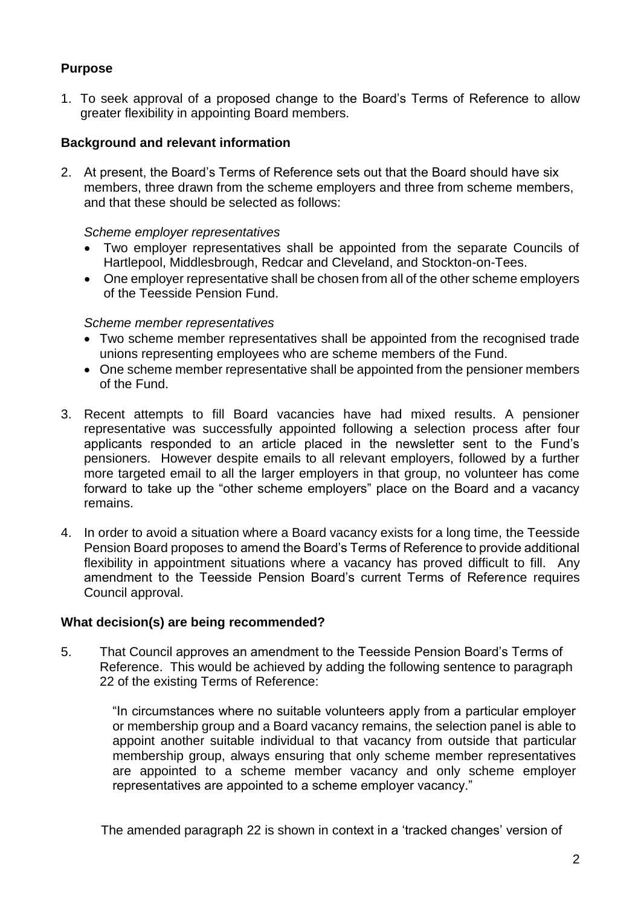## Purpose

1. To seek approval of a proposed change to the Board's Terms of Reference to allow greater flexibility in appointing Board members.

## Background and relevant information

2. At present, the Board's Terms of Reference sets out that the Board should have six members, three drawn from the scheme employers and three from scheme members, and that these should be selected as follows:

   *Scheme employer representatives*

   - Two employer representatives shall be appointed from the separate Councils of Hartlepool, Middlesbrough, Redcar and Cleveland, and Stockton-on-Tees.
   - One employer representative shall be chosen from all of the other scheme employers of the Teesside Pension Fund.

   *Scheme member representatives*

   - Two scheme member representatives shall be appointed from the recognised trade unions representing employees who are scheme members of the Fund.
   - One scheme member representative shall be appointed from the pensioner members of the Fund.

3. Recent attempts to fill Board vacancies have had mixed results. A pensioner representative was successfully appointed following a selection process after four applicants responded to an article placed in the newsletter sent to the Fund's pensioners. However despite emails to all relevant employers, followed by a further more targeted email to all the larger employers in that group, no volunteer has come forward to take up the "other scheme employers" place on the Board and a vacancy remains.

4. In order to avoid a situation where a Board vacancy exists for a long time, the Teesside Pension Board proposes to amend the Board's Terms of Reference to provide additional flexibility in appointment situations where a vacancy has proved difficult to fill. Any amendment to the Teesside Pension Board's current Terms of Reference requires Council approval.

## What decision(s) are being recommended?

5. That Council approves an amendment to the Teesside Pension Board's Terms of Reference. This would be achieved by adding the following sentence to paragraph 22 of the existing Terms of Reference:

   > "In circumstances where no suitable volunteers apply from a particular employer or membership group and a Board vacancy remains, the selection panel is able to appoint another suitable individual to that vacancy from outside that particular membership group, always ensuring that only scheme member representatives are appointed to a scheme member vacancy and only scheme employer representatives are appointed to a scheme employer vacancy."

   The amended paragraph 22 is shown in context in a 'tracked changes' version of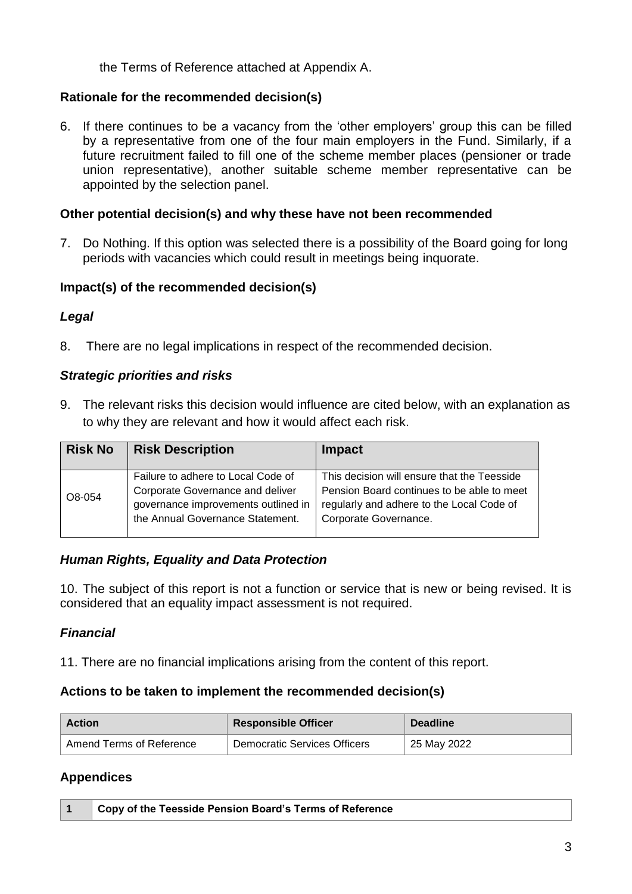the Terms of Reference attached at Appendix A.

## Rationale for the recommended decision(s)

6. If there continues to be a vacancy from the 'other employers' group this can be filled by a representative from one of the four main employers in the Fund. Similarly, if a future recruitment failed to fill one of the scheme member places (pensioner or trade union representative), another suitable scheme member representative can be appointed by the selection panel.

## Other potential decision(s) and why these have not been recommended

7. Do Nothing. If this option was selected there is a possibility of the Board going for long periods with vacancies which could result in meetings being inquorate.

## Impact(s) of the recommended decision(s)

### *Legal*

8. There are no legal implications in respect of the recommended decision.

### *Strategic priorities and risks*

9. The relevant risks this decision would influence are cited below, with an explanation as to why they are relevant and how it would affect each risk.

| Risk No | Risk Description | Impact |
|---|---|---|
| O8-054 | Failure to adhere to Local Code of Corporate Governance and deliver governance improvements outlined in the Annual Governance Statement. | This decision will ensure that the Teesside Pension Board continues to be able to meet regularly and adhere to the Local Code of Corporate Governance. |

### *Human Rights, Equality and Data Protection*

10. The subject of this report is not a function or service that is new or being revised. It is considered that an equality impact assessment is not required.

### *Financial*

11. There are no financial implications arising from the content of this report.

## Actions to be taken to implement the recommended decision(s)

| Action | Responsible Officer | Deadline |
|---|---|---|
| Amend Terms of Reference | Democratic Services Officers | 25 May 2022 |

## Appendices

| 1 | Copy of the Teesside Pension Board's Terms of Reference |
|---|---|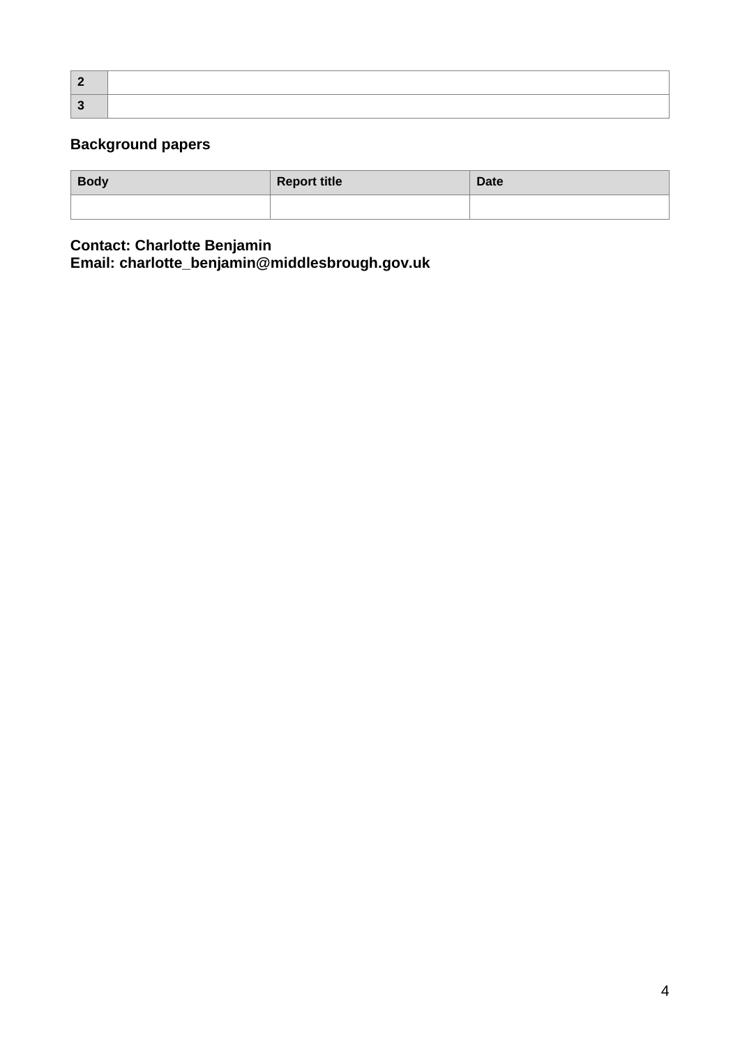| | |
|---|---|
| **2** | |
| **3** | |

## Background papers

| Body | Report title | Date |
|---|---|---|
| | | |

**Contact: Charlotte Benjamin**
**Email: charlotte_benjamin@middlesbrough.gov.uk**